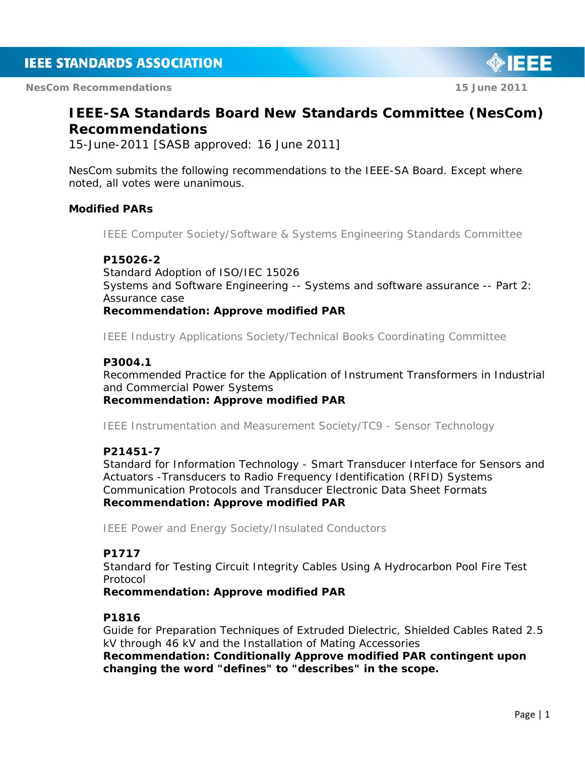# IEEE-SA Standards Board New Standards Committee (NesCom) Recommendations

15-June-2011 [SASB approved: 16 June 2011]

NesCom submits the following recommendations to the IEEE-SA Board. Except where noted, all votes were unanimous.

## Modified PARs

IEEE Computer Society/Software & Systems Engineering Standards Committee

**P15026-2**
Standard Adoption of ISO/IEC 15026
Systems and Software Engineering -- Systems and software assurance -- Part 2: Assurance case
**Recommendation: Approve modified PAR**

IEEE Industry Applications Society/Technical Books Coordinating Committee

**P3004.1**
Recommended Practice for the Application of Instrument Transformers in Industrial and Commercial Power Systems
**Recommendation: Approve modified PAR**

IEEE Instrumentation and Measurement Society/TC9 - Sensor Technology

**P21451-7**
Standard for Information Technology - Smart Transducer Interface for Sensors and Actuators -Transducers to Radio Frequency Identification (RFID) Systems Communication Protocols and Transducer Electronic Data Sheet Formats
**Recommendation: Approve modified PAR**

IEEE Power and Energy Society/Insulated Conductors

**P1717**
Standard for Testing Circuit Integrity Cables Using A Hydrocarbon Pool Fire Test Protocol
**Recommendation: Approve modified PAR**

**P1816**
Guide for Preparation Techniques of Extruded Dielectric, Shielded Cables Rated 2.5 kV through 46 kV and the Installation of Mating Accessories
**Recommendation: Conditionally Approve modified PAR contingent upon changing the word "defines" to "describes" in the scope.**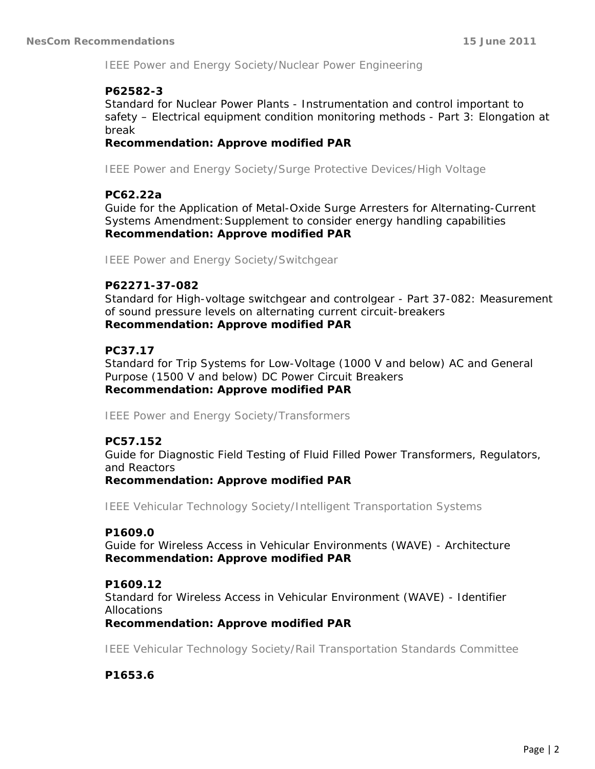IEEE Power and Energy Society/Nuclear Power Engineering

**P62582-3**
Standard for Nuclear Power Plants - Instrumentation and control important to safety – Electrical equipment condition monitoring methods - Part 3: Elongation at break
**Recommendation: Approve modified PAR**

IEEE Power and Energy Society/Surge Protective Devices/High Voltage

**PC62.22a**
Guide for the Application of Metal-Oxide Surge Arresters for Alternating-Current Systems Amendment: Supplement to consider energy handling capabilities
**Recommendation: Approve modified PAR**

IEEE Power and Energy Society/Switchgear

**P62271-37-082**
Standard for High-voltage switchgear and controlgear - Part 37-082: Measurement of sound pressure levels on alternating current circuit-breakers
**Recommendation: Approve modified PAR**

**PC37.17**
Standard for Trip Systems for Low-Voltage (1000 V and below) AC and General Purpose (1500 V and below) DC Power Circuit Breakers
**Recommendation: Approve modified PAR**

IEEE Power and Energy Society/Transformers

**PC57.152**
Guide for Diagnostic Field Testing of Fluid Filled Power Transformers, Regulators, and Reactors
**Recommendation: Approve modified PAR**

IEEE Vehicular Technology Society/Intelligent Transportation Systems

**P1609.0**
Guide for Wireless Access in Vehicular Environments (WAVE) - Architecture
**Recommendation: Approve modified PAR**

**P1609.12**
Standard for Wireless Access in Vehicular Environment (WAVE) - Identifier Allocations
**Recommendation: Approve modified PAR**

IEEE Vehicular Technology Society/Rail Transportation Standards Committee

**P1653.6**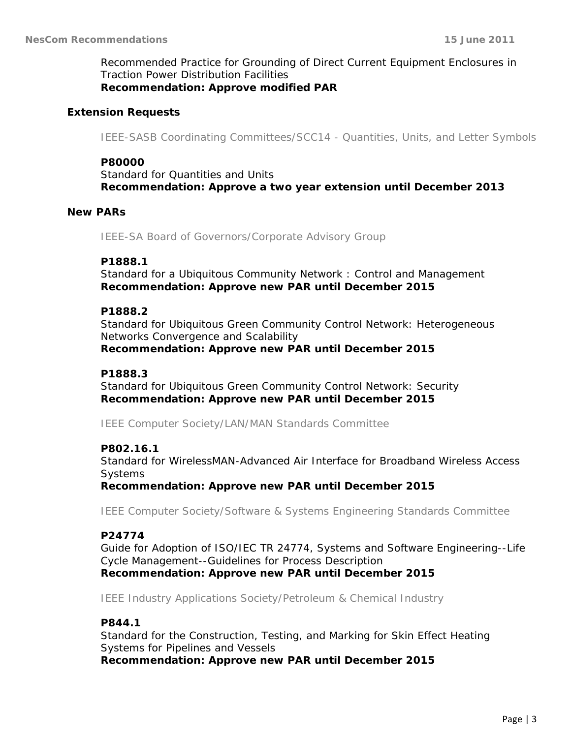Recommended Practice for Grounding of Direct Current Equipment Enclosures in Traction Power Distribution Facilities
**Recommendation: Approve modified PAR**

### Extension Requests

IEEE-SASB Coordinating Committees/SCC14 - Quantities, Units, and Letter Symbols

**P80000**
Standard for Quantities and Units
**Recommendation: Approve a two year extension until December 2013**

### New PARs

IEEE-SA Board of Governors/Corporate Advisory Group

**P1888.1**
Standard for a Ubiquitous Community Network : Control and Management
**Recommendation: Approve new PAR until December 2015**

**P1888.2**
Standard for Ubiquitous Green Community Control Network: Heterogeneous Networks Convergence and Scalability
**Recommendation: Approve new PAR until December 2015**

**P1888.3**
Standard for Ubiquitous Green Community Control Network: Security
**Recommendation: Approve new PAR until December 2015**

IEEE Computer Society/LAN/MAN Standards Committee

**P802.16.1**
Standard for WirelessMAN-Advanced Air Interface for Broadband Wireless Access Systems
**Recommendation: Approve new PAR until December 2015**

IEEE Computer Society/Software & Systems Engineering Standards Committee

**P24774**
Guide for Adoption of ISO/IEC TR 24774, Systems and Software Engineering--Life Cycle Management--Guidelines for Process Description
**Recommendation: Approve new PAR until December 2015**

IEEE Industry Applications Society/Petroleum & Chemical Industry

**P844.1**
Standard for the Construction, Testing, and Marking for Skin Effect Heating Systems for Pipelines and Vessels
**Recommendation: Approve new PAR until December 2015**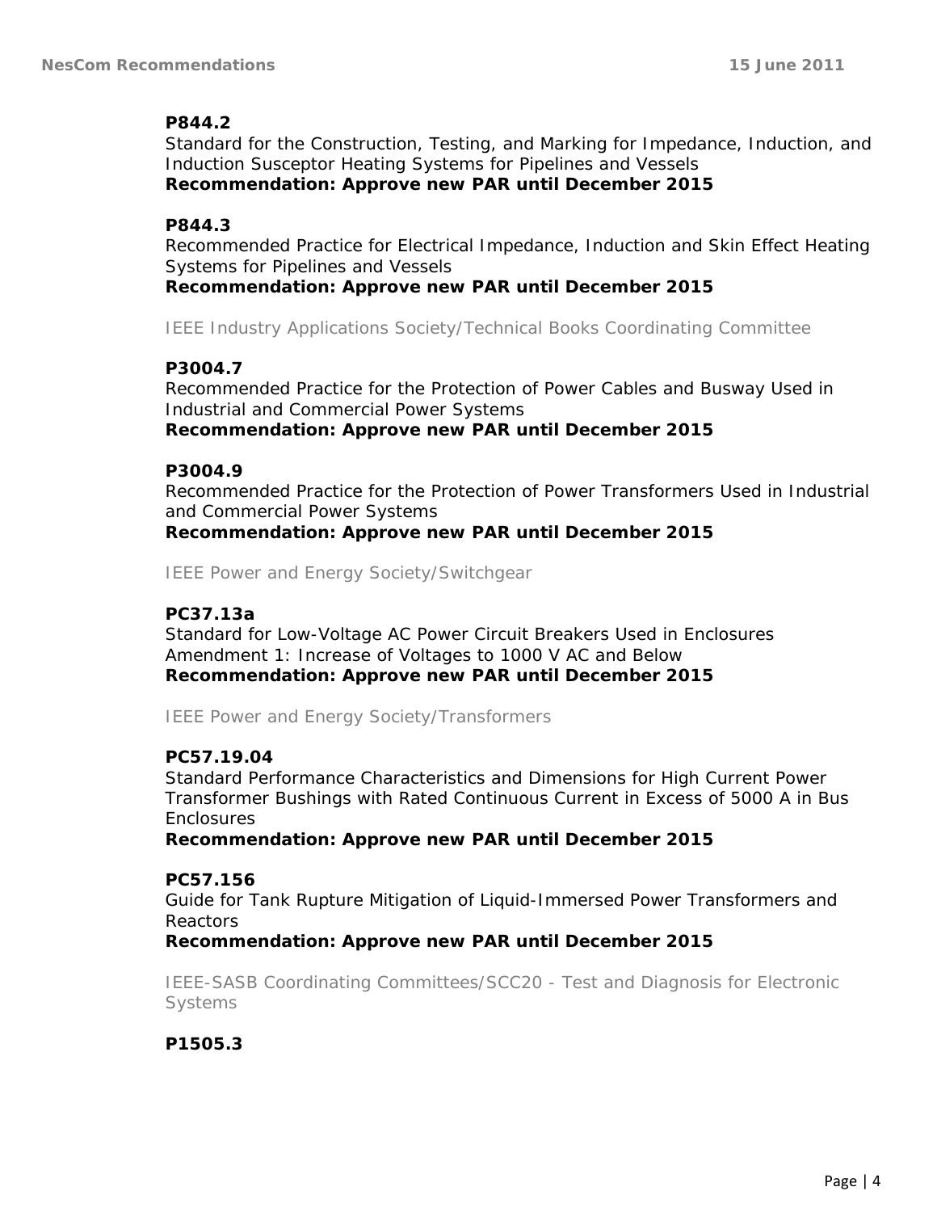**P844.2**
Standard for the Construction, Testing, and Marking for Impedance, Induction, and Induction Susceptor Heating Systems for Pipelines and Vessels
**Recommendation: Approve new PAR until December 2015**

**P844.3**
Recommended Practice for Electrical Impedance, Induction and Skin Effect Heating Systems for Pipelines and Vessels
**Recommendation: Approve new PAR until December 2015**

IEEE Industry Applications Society/Technical Books Coordinating Committee

**P3004.7**
Recommended Practice for the Protection of Power Cables and Busway Used in Industrial and Commercial Power Systems
**Recommendation: Approve new PAR until December 2015**

**P3004.9**
Recommended Practice for the Protection of Power Transformers Used in Industrial and Commercial Power Systems
**Recommendation: Approve new PAR until December 2015**

IEEE Power and Energy Society/Switchgear

**PC37.13a**
Standard for Low-Voltage AC Power Circuit Breakers Used in Enclosures
Amendment 1: Increase of Voltages to 1000 V AC and Below
**Recommendation: Approve new PAR until December 2015**

IEEE Power and Energy Society/Transformers

**PC57.19.04**
Standard Performance Characteristics and Dimensions for High Current Power Transformer Bushings with Rated Continuous Current in Excess of 5000 A in Bus Enclosures
**Recommendation: Approve new PAR until December 2015**

**PC57.156**
Guide for Tank Rupture Mitigation of Liquid-Immersed Power Transformers and Reactors
**Recommendation: Approve new PAR until December 2015**

IEEE-SASB Coordinating Committees/SCC20 - Test and Diagnosis for Electronic Systems

**P1505.3**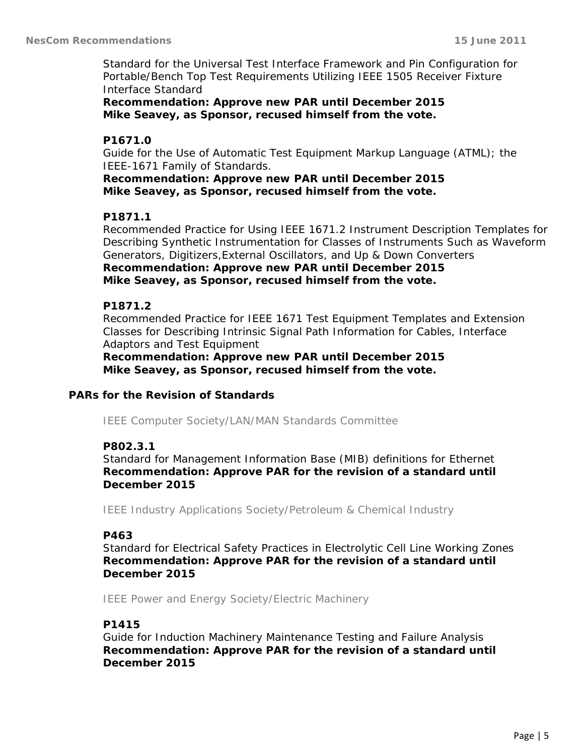Standard for the Universal Test Interface Framework and Pin Configuration for Portable/Bench Top Test Requirements Utilizing IEEE 1505 Receiver Fixture Interface Standard
**Recommendation: Approve new PAR until December 2015**
**Mike Seavey, as Sponsor, recused himself from the vote.**

**P1671.0**
Guide for the Use of Automatic Test Equipment Markup Language (ATML); the IEEE-1671 Family of Standards.
**Recommendation: Approve new PAR until December 2015**
**Mike Seavey, as Sponsor, recused himself from the vote.**

**P1871.1**
Recommended Practice for Using IEEE 1671.2 Instrument Description Templates for Describing Synthetic Instrumentation for Classes of Instruments Such as Waveform Generators, Digitizers,External Oscillators, and Up & Down Converters
**Recommendation: Approve new PAR until December 2015**
**Mike Seavey, as Sponsor, recused himself from the vote.**

**P1871.2**
Recommended Practice for IEEE 1671 Test Equipment Templates and Extension Classes for Describing Intrinsic Signal Path Information for Cables, Interface Adaptors and Test Equipment
**Recommendation: Approve new PAR until December 2015**
**Mike Seavey, as Sponsor, recused himself from the vote.**

## PARs for the Revision of Standards

IEEE Computer Society/LAN/MAN Standards Committee

**P802.3.1**
Standard for Management Information Base (MIB) definitions for Ethernet
**Recommendation: Approve PAR for the revision of a standard until December 2015**

IEEE Industry Applications Society/Petroleum & Chemical Industry

**P463**
Standard for Electrical Safety Practices in Electrolytic Cell Line Working Zones
**Recommendation: Approve PAR for the revision of a standard until December 2015**

IEEE Power and Energy Society/Electric Machinery

**P1415**
Guide for Induction Machinery Maintenance Testing and Failure Analysis
**Recommendation: Approve PAR for the revision of a standard until December 2015**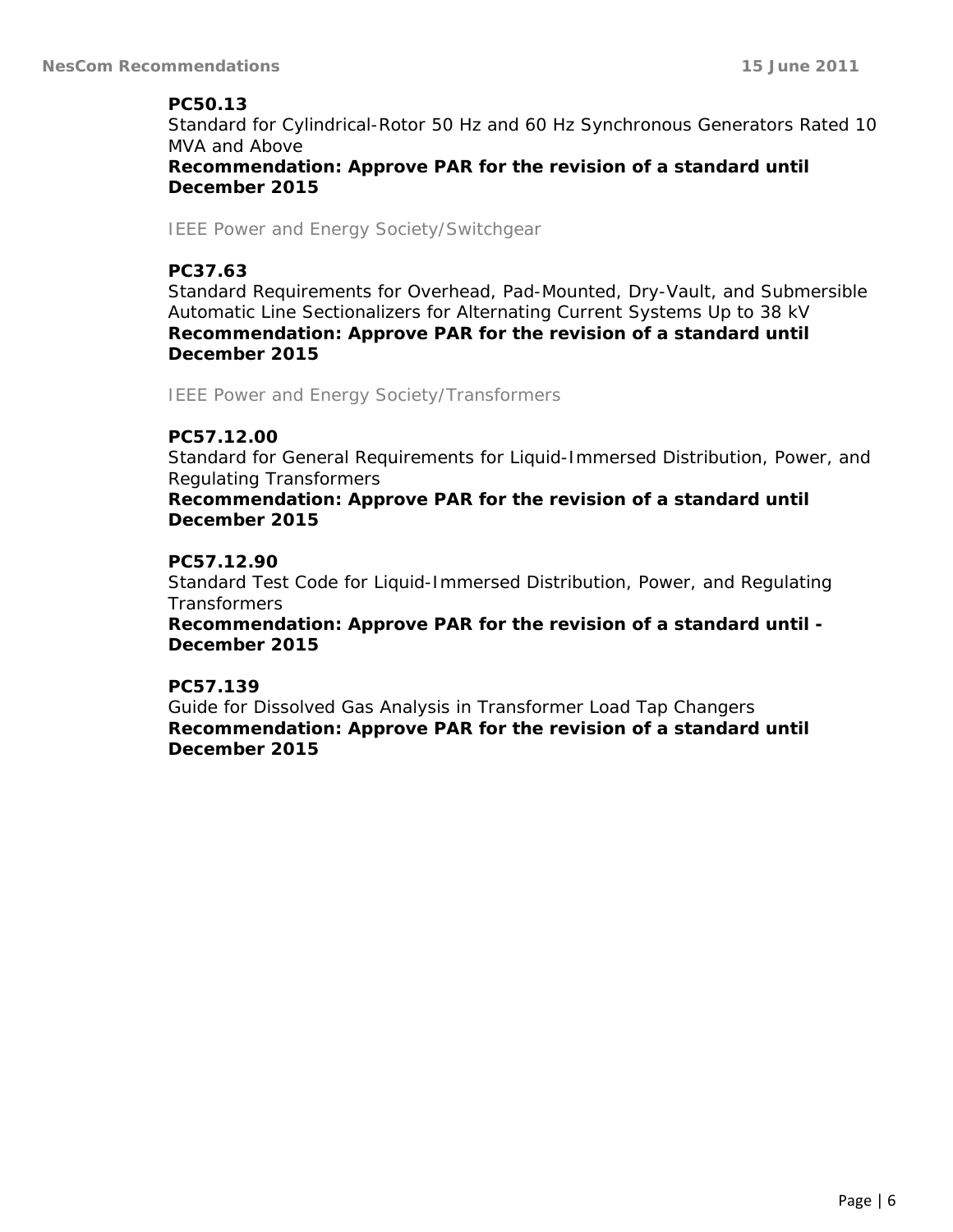**PC50.13**

Standard for Cylindrical-Rotor 50 Hz and 60 Hz Synchronous Generators Rated 10 MVA and Above

**Recommendation: Approve PAR for the revision of a standard until December 2015**

IEEE Power and Energy Society/Switchgear

**PC37.63**

Standard Requirements for Overhead, Pad-Mounted, Dry-Vault, and Submersible Automatic Line Sectionalizers for Alternating Current Systems Up to 38 kV

**Recommendation: Approve PAR for the revision of a standard until December 2015**

IEEE Power and Energy Society/Transformers

**PC57.12.00**

Standard for General Requirements for Liquid-Immersed Distribution, Power, and Regulating Transformers

**Recommendation: Approve PAR for the revision of a standard until December 2015**

**PC57.12.90**

Standard Test Code for Liquid-Immersed Distribution, Power, and Regulating Transformers

**Recommendation: Approve PAR for the revision of a standard until - December 2015**

**PC57.139**

Guide for Dissolved Gas Analysis in Transformer Load Tap Changers

**Recommendation: Approve PAR for the revision of a standard until December 2015**